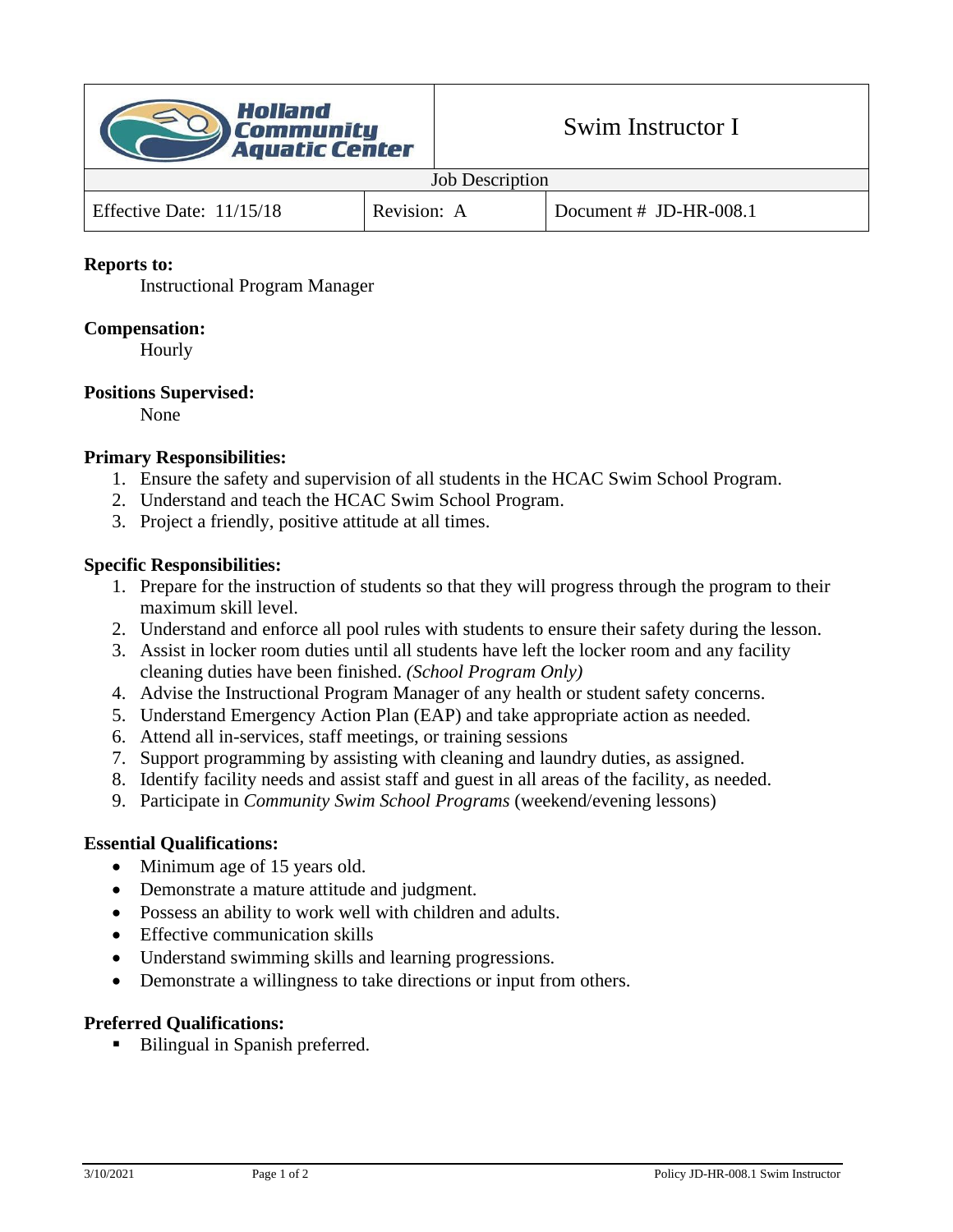| Holland Community Aquatic Center | Swim Instructor I | |
|---|---|---|
| Job Description | | |
| Effective Date: 11/15/18 | Revision: A | Document # JD-HR-008.1 |

**Reports to:**

Instructional Program Manager

**Compensation:**

Hourly

**Positions Supervised:**

None

**Primary Responsibilities:**

1. Ensure the safety and supervision of all students in the HCAC Swim School Program.
2. Understand and teach the HCAC Swim School Program.
3. Project a friendly, positive attitude at all times.

**Specific Responsibilities:**

1. Prepare for the instruction of students so that they will progress through the program to their maximum skill level.
2. Understand and enforce all pool rules with students to ensure their safety during the lesson.
3. Assist in locker room duties until all students have left the locker room and any facility cleaning duties have been finished. *(School Program Only)*
4. Advise the Instructional Program Manager of any health or student safety concerns.
5. Understand Emergency Action Plan (EAP) and take appropriate action as needed.
6. Attend all in-services, staff meetings, or training sessions
7. Support programming by assisting with cleaning and laundry duties, as assigned.
8. Identify facility needs and assist staff and guest in all areas of the facility, as needed.
9. Participate in *Community Swim School Programs* (weekend/evening lessons)

**Essential Qualifications:**

- Minimum age of 15 years old.
- Demonstrate a mature attitude and judgment.
- Possess an ability to work well with children and adults.
- Effective communication skills
- Understand swimming skills and learning progressions.
- Demonstrate a willingness to take directions or input from others.

**Preferred Qualifications:**

- Bilingual in Spanish preferred.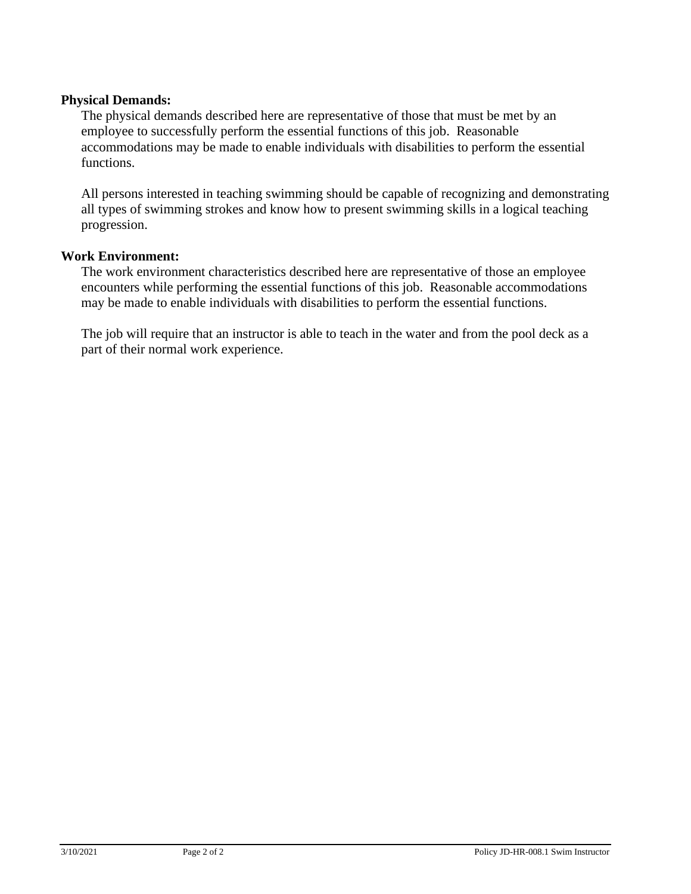**Physical Demands:**

The physical demands described here are representative of those that must be met by an employee to successfully perform the essential functions of this job. Reasonable accommodations may be made to enable individuals with disabilities to perform the essential functions.

All persons interested in teaching swimming should be capable of recognizing and demonstrating all types of swimming strokes and know how to present swimming skills in a logical teaching progression.

**Work Environment:**

The work environment characteristics described here are representative of those an employee encounters while performing the essential functions of this job. Reasonable accommodations may be made to enable individuals with disabilities to perform the essential functions.

The job will require that an instructor is able to teach in the water and from the pool deck as a part of their normal work experience.